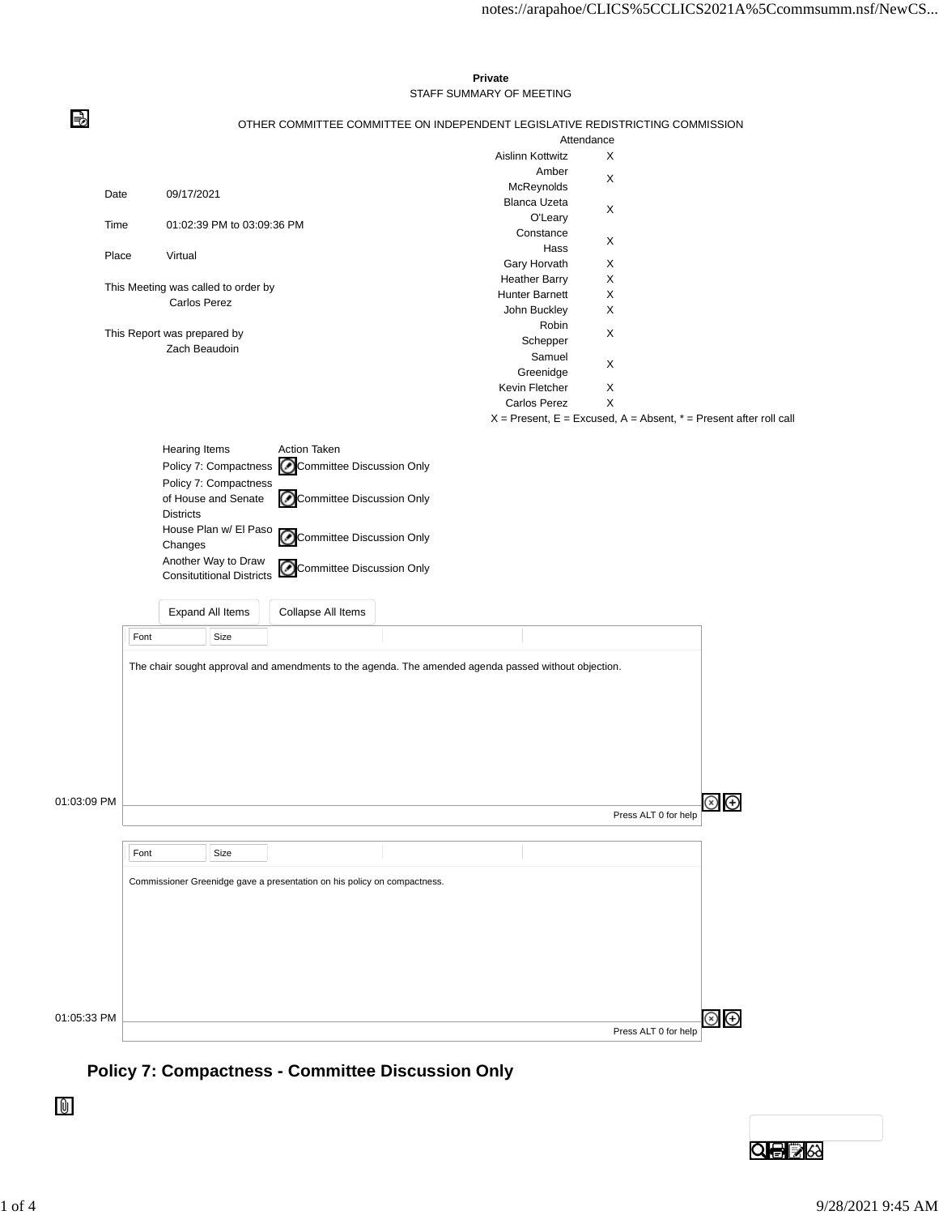**Private**

STAFF SUMMARY OF MEETING

OTHER COMMITTEE COMMITTEE ON INDEPENDENT LEGISLATIVE REDISTRICTING COMMISSION

| | |
|---|---|
| Date | 09/17/2021 |
| Time | 01:02:39 PM to 03:09:36 PM |
| Place | Virtual |

This Meeting was called to order by
Carlos Perez

This Report was prepared by
Zach Beaudoin

| Attendance | |
|---|---|
| Aislinn Kottwitz | X |
| Amber McReynolds | X |
| Blanca Uzeta O'Leary | X |
| Constance Hass | X |
| Gary Horvath | X |
| Heather Barry | X |
| Hunter Barnett | X |
| John Buckley | X |
| Robin Schepper | X |
| Samuel Greenidge | X |
| Kevin Fletcher | X |
| Carlos Perez | X |

X = Present, E = Excused, A = Absent, * = Present after roll call

| Hearing Items | Action Taken |
|---|---|
| Policy 7: Compactness | Committee Discussion Only |
| Policy 7: Compactness of House and Senate Districts | Committee Discussion Only |
| House Plan w/ El Paso Changes | Committee Discussion Only |
| Another Way to Draw Consitutitional Districts | Committee Discussion Only |

01:03:09 PM

The chair sought approval and amendments to the agenda. The amended agenda passed without objection.

01:05:33 PM

Commissioner Greenidge gave a presentation on his policy on compactness.

## Policy 7: Compactness - Committee Discussion Only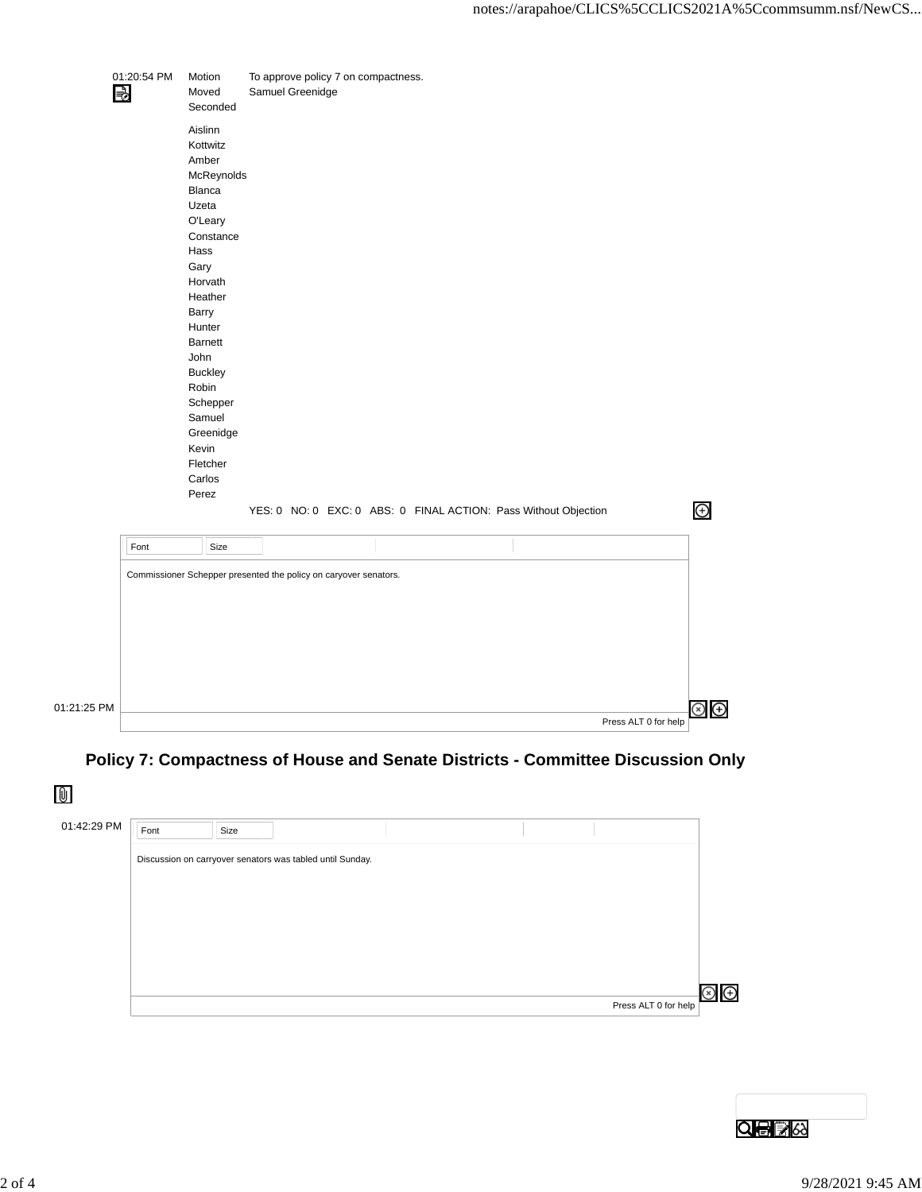01:20:54 PM

| | |
|---|---|
| Motion | To approve policy 7 on compactness. |
| Moved | Samuel Greenidge |
| Seconded | |

Aislinn Kottwitz
Amber McReynolds
Blanca Uzeta O'Leary
Constance Hass
Gary Horvath
Heather Barry
Hunter Barnett
John Buckley
Robin Schepper
Samuel Greenidge
Kevin Fletcher
Carlos Perez

YES: 0 NO: 0 EXC: 0 ABS: 0 FINAL ACTION: Pass Without Objection

01:21:25 PM

Commissioner Schepper presented the policy on caryover senators.

## Policy 7: Compactness of House and Senate Districts - Committee Discussion Only

01:42:29 PM

Discussion on carryover senators was tabled until Sunday.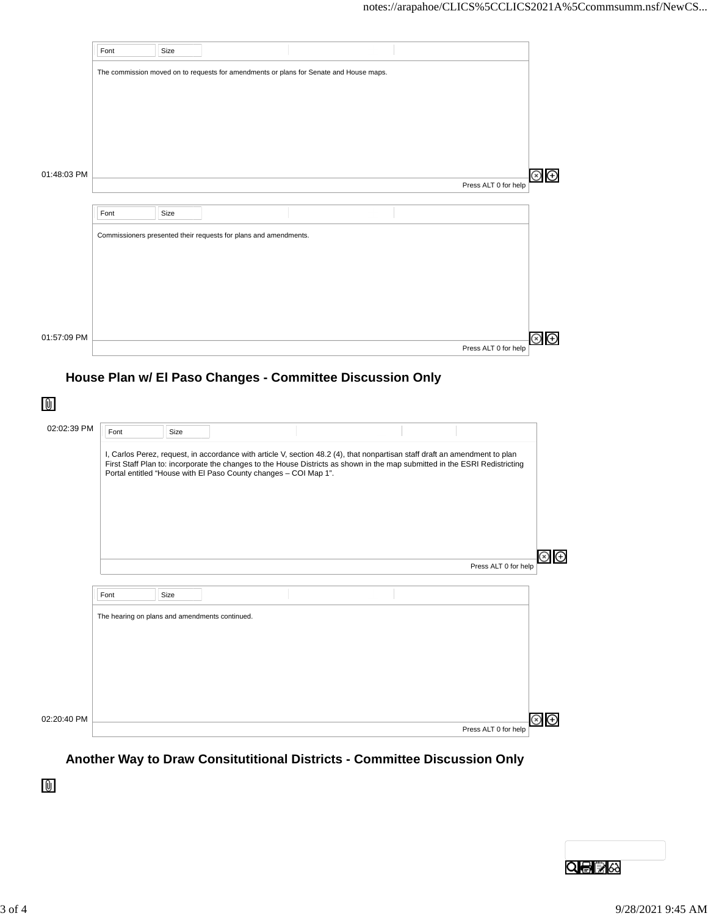01:48:03 PM

The commission moved on to requests for amendments or plans for Senate and House maps.

01:57:09 PM

Commissioners presented their requests for plans and amendments.

## House Plan w/ El Paso Changes - Committee Discussion Only

02:02:39 PM

I, Carlos Perez, request, in accordance with article V, section 48.2 (4), that nonpartisan staff draft an amendment to plan First Staff Plan to: incorporate the changes to the House Districts as shown in the map submitted in the ESRI Redistricting Portal entitled “House with El Paso County changes – COI Map 1”.

02:20:40 PM

The hearing on plans and amendments continued.

## Another Way to Draw Consitutitional Districts - Committee Discussion Only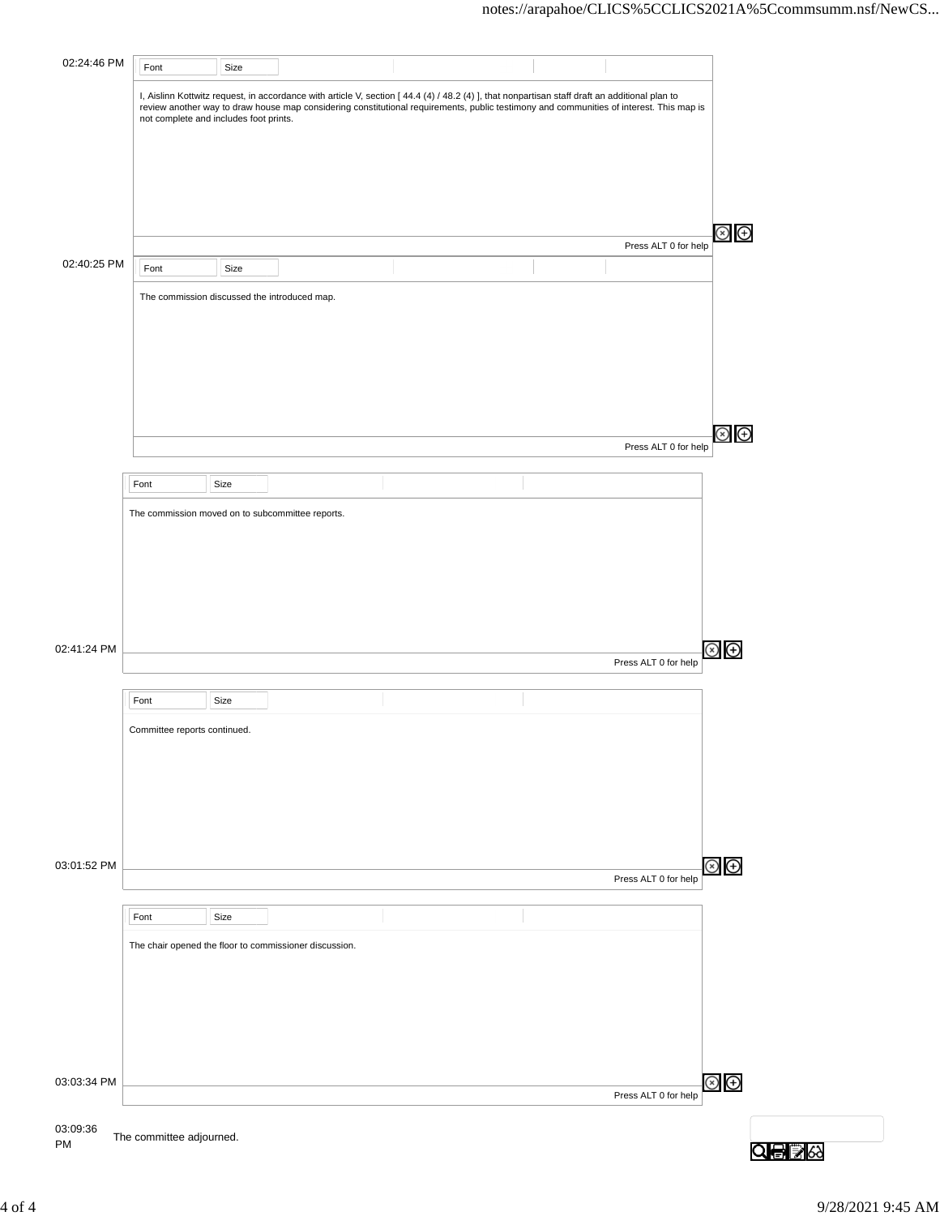02:24:46 PM

I, Aislinn Kottwitz request, in accordance with article V, section [ 44.4 (4) / 48.2 (4) ], that nonpartisan staff draft an additional plan to review another way to draw house map considering constitutional requirements, public testimony and communities of interest. This map is not complete and includes foot prints.

02:40:25 PM

The commission discussed the introduced map.

02:41:24 PM

The commission moved on to subcommittee reports.

03:01:52 PM

Committee reports continued.

03:03:34 PM

The chair opened the floor to commissioner discussion.

03:09:36 PM

The committee adjourned.